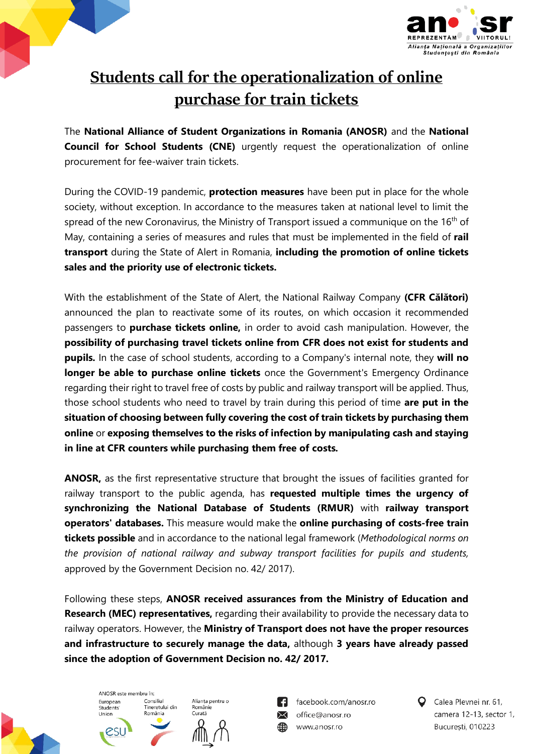# Students call for the operationalization of online purchase for train tickets

The **National Alliance of Student Organizations in Romania (ANOSR)** and the **National Council for School Students (CNE)** urgently request the operationalization of online procurement for fee-waiver train tickets.

During the COVID-19 pandemic, **protection measures** have been put in place for the whole society, without exception. In accordance to the measures taken at national level to limit the spread of the new Coronavirus, the Ministry of Transport issued a communique on the 16th of May, containing a series of measures and rules that must be implemented in the field of **rail transport** during the State of Alert in Romania, **including the promotion of online tickets sales and the priority use of electronic tickets.**

With the establishment of the State of Alert, the National Railway Company **(CFR Călători)** announced the plan to reactivate some of its routes, on which occasion it recommended passengers to **purchase tickets online,** in order to avoid cash manipulation. However, the **possibility of purchasing travel tickets online from CFR does not exist for students and pupils.** In the case of school students, according to a Company's internal note, they **will no longer be able to purchase online tickets** once the Government's Emergency Ordinance regarding their right to travel free of costs by public and railway transport will be applied. Thus, those school students who need to travel by train during this period of time **are put in the situation of choosing between fully covering the cost of train tickets by purchasing them online** or **exposing themselves to the risks of infection by manipulating cash and staying in line at CFR counters while purchasing them free of costs.**

**ANOSR,** as the first representative structure that brought the issues of facilities granted for railway transport to the public agenda, has **requested multiple times the urgency of synchronizing the National Database of Students (RMUR)** with **railway transport operators' databases.** This measure would make the **online purchasing of costs-free train tickets possible** and in accordance to the national legal framework (*Methodological norms on the provision of national railway and subway transport facilities for pupils and students,* approved by the Government Decision no. 42/ 2017).

Following these steps, **ANOSR received assurances from the Ministry of Education and Research (MEC) representatives,** regarding their availability to provide the necessary data to railway operators. However, the **Ministry of Transport does not have the proper resources and infrastructure to securely manage the data,** although **3 years have already passed since the adoption of Government Decision no. 42/ 2017.**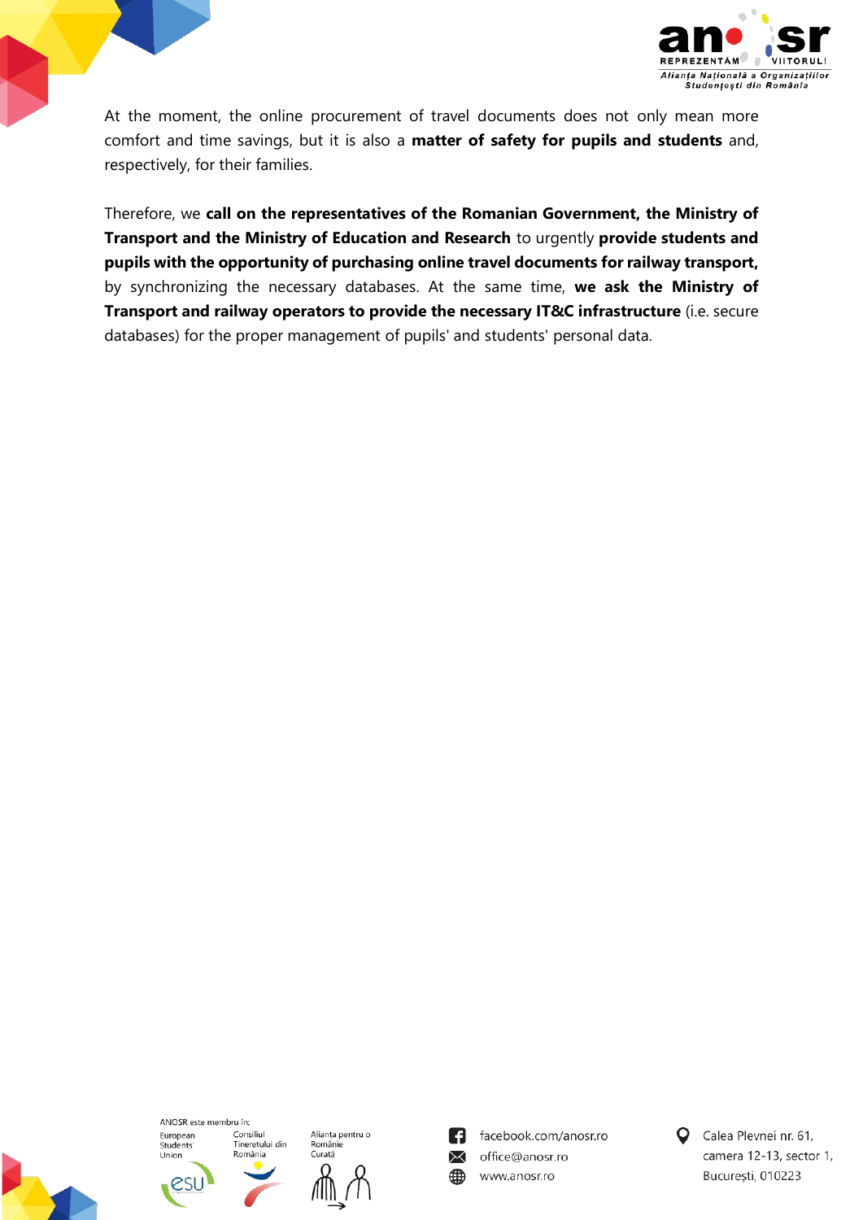At the moment, the online procurement of travel documents does not only mean more comfort and time savings, but it is also a **matter of safety for pupils and students** and, respectively, for their families.

Therefore, we **call on the representatives of the Romanian Government, the Ministry of Transport and the Ministry of Education and Research** to urgently **provide students and pupils with the opportunity of purchasing online travel documents for railway transport,** by synchronizing the necessary databases. At the same time, **we ask the Ministry of Transport and railway operators to provide the necessary IT&C infrastructure** (i.e. secure databases) for the proper management of pupils' and students' personal data.